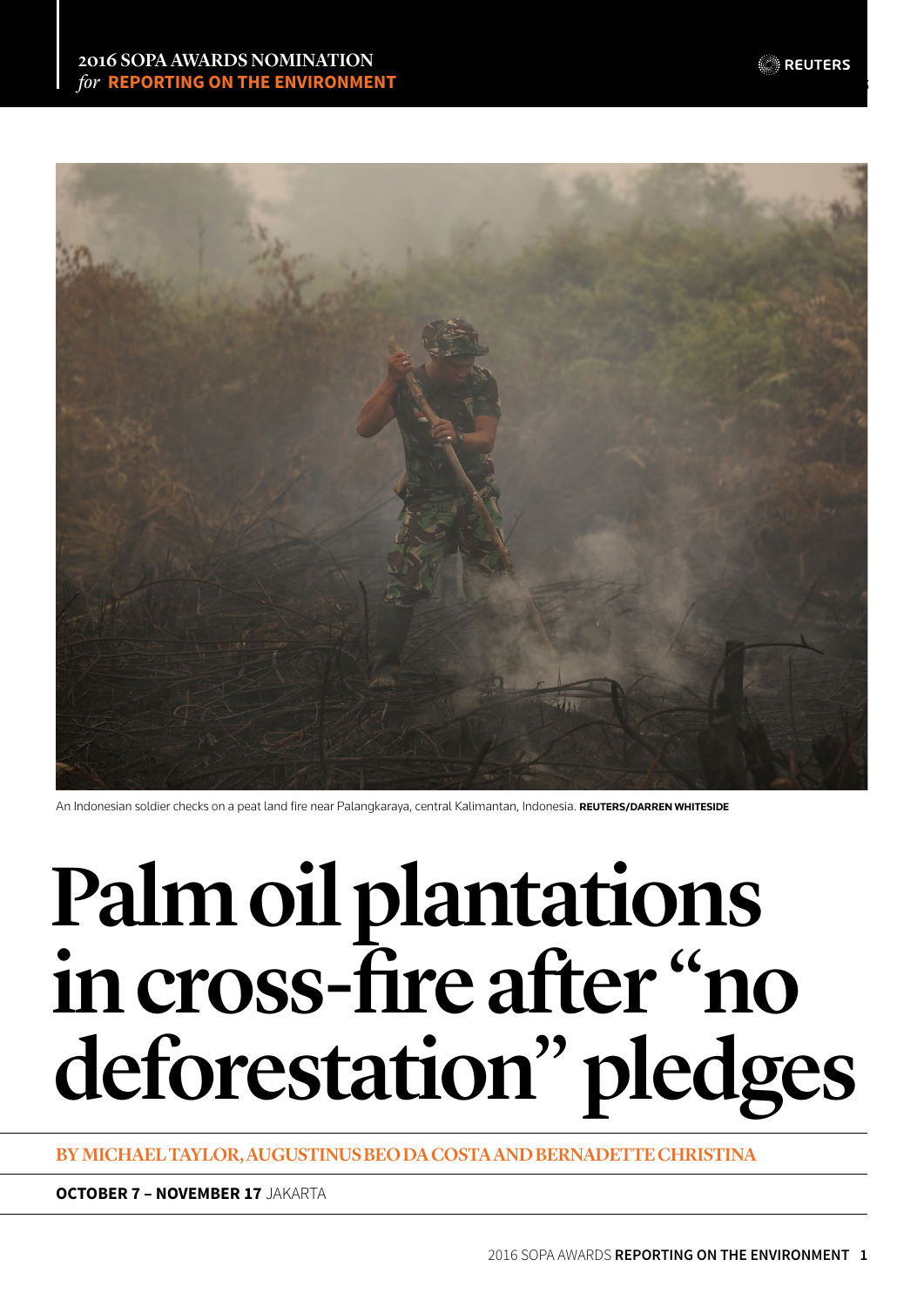2016 SOPA AWARDS NOMINATION
*for* **REPORTING ON THE ENVIRONMENT**

An Indonesian soldier checks on a peat land fire near Palangkaraya, central Kalimantan, Indonesia. **REUTERS/DARREN WHITESIDE**

# Palm oil plantations in cross-fire after "no deforestation" pledges

BY MICHAEL TAYLOR, AUGUSTINUS BEO DA COSTA AND BERNADETTE CHRISTINA

**OCTOBER 7 – NOVEMBER 17** JAKARTA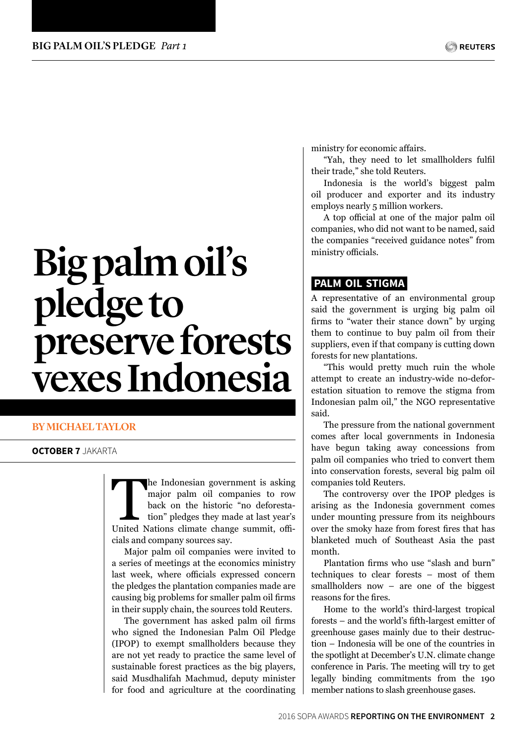# Big palm oil's pledge to preserve forests vexes Indonesia

**BY MICHAEL TAYLOR**

**OCTOBER 7** JAKARTA

The Indonesian government is asking major palm oil companies to row back on the historic "no deforestation" pledges they made at last year's United Nations climate change summit, officials and company sources say.

Major palm oil companies were invited to a series of meetings at the economics ministry last week, where officials expressed concern the pledges the plantation companies made are causing big problems for smaller palm oil firms in their supply chain, the sources told Reuters.

The government has asked palm oil firms who signed the Indonesian Palm Oil Pledge (IPOP) to exempt smallholders because they are not yet ready to practice the same level of sustainable forest practices as the big players, said Musdhalifah Machmud, deputy minister for food and agriculture at the coordinating ministry for economic affairs.

"Yah, they need to let smallholders fulfil their trade," she told Reuters.

Indonesia is the world's biggest palm oil producer and exporter and its industry employs nearly 5 million workers.

A top official at one of the major palm oil companies, who did not want to be named, said the companies "received guidance notes" from ministry officials.

## PALM OIL STIGMA

A representative of an environmental group said the government is urging big palm oil firms to "water their stance down" by urging them to continue to buy palm oil from their suppliers, even if that company is cutting down forests for new plantations.

"This would pretty much ruin the whole attempt to create an industry-wide no-deforestation situation to remove the stigma from Indonesian palm oil," the NGO representative said.

The pressure from the national government comes after local governments in Indonesia have begun taking away concessions from palm oil companies who tried to convert them into conservation forests, several big palm oil companies told Reuters.

The controversy over the IPOP pledges is arising as the Indonesia government comes under mounting pressure from its neighbours over the smoky haze from forest fires that has blanketed much of Southeast Asia the past month.

Plantation firms who use "slash and burn" techniques to clear forests – most of them smallholders now – are one of the biggest reasons for the fires.

Home to the world's third-largest tropical forests – and the world's fifth-largest emitter of greenhouse gases mainly due to their destruction – Indonesia will be one of the countries in the spotlight at December's U.N. climate change conference in Paris. The meeting will try to get legally binding commitments from the 190 member nations to slash greenhouse gases.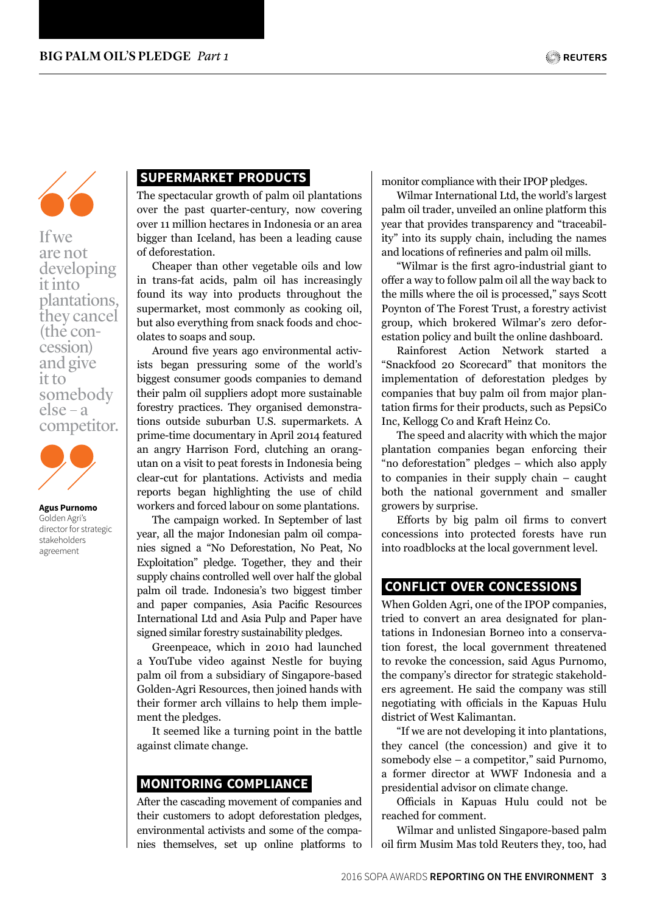> If we are not developing it into plantations, they cancel (the concession) and give it to somebody else – a competitor.
>
> **Agus Purnomo**
> Golden Agri's director for strategic stakeholders agreement

## SUPERMARKET PRODUCTS

The spectacular growth of palm oil plantations over the past quarter-century, now covering over 11 million hectares in Indonesia or an area bigger than Iceland, has been a leading cause of deforestation.

Cheaper than other vegetable oils and low in trans-fat acids, palm oil has increasingly found its way into products throughout the supermarket, most commonly as cooking oil, but also everything from snack foods and chocolates to soaps and soup.

Around five years ago environmental activists began pressuring some of the world's biggest consumer goods companies to demand their palm oil suppliers adopt more sustainable forestry practices. They organised demonstrations outside suburban U.S. supermarkets. A prime-time documentary in April 2014 featured an angry Harrison Ford, clutching an orangutan on a visit to peat forests in Indonesia being clear-cut for plantations. Activists and media reports began highlighting the use of child workers and forced labour on some plantations.

The campaign worked. In September of last year, all the major Indonesian palm oil companies signed a "No Deforestation, No Peat, No Exploitation" pledge. Together, they and their supply chains controlled well over half the global palm oil trade. Indonesia's two biggest timber and paper companies, Asia Pacific Resources International Ltd and Asia Pulp and Paper have signed similar forestry sustainability pledges.

Greenpeace, which in 2010 had launched a YouTube video against Nestle for buying palm oil from a subsidiary of Singapore-based Golden-Agri Resources, then joined hands with their former arch villains to help them implement the pledges.

It seemed like a turning point in the battle against climate change.

## MONITORING COMPLIANCE

After the cascading movement of companies and their customers to adopt deforestation pledges, environmental activists and some of the companies themselves, set up online platforms to monitor compliance with their IPOP pledges.

Wilmar International Ltd, the world's largest palm oil trader, unveiled an online platform this year that provides transparency and "traceability" into its supply chain, including the names and locations of refineries and palm oil mills.

"Wilmar is the first agro-industrial giant to offer a way to follow palm oil all the way back to the mills where the oil is processed," says Scott Poynton of The Forest Trust, a forestry activist group, which brokered Wilmar's zero deforestation policy and built the online dashboard.

Rainforest Action Network started a "Snackfood 20 Scorecard" that monitors the implementation of deforestation pledges by companies that buy palm oil from major plantation firms for their products, such as PepsiCo Inc, Kellogg Co and Kraft Heinz Co.

The speed and alacrity with which the major plantation companies began enforcing their "no deforestation" pledges – which also apply to companies in their supply chain – caught both the national government and smaller growers by surprise.

Efforts by big palm oil firms to convert concessions into protected forests have run into roadblocks at the local government level.

## CONFLICT OVER CONCESSIONS

When Golden Agri, one of the IPOP companies, tried to convert an area designated for plantations in Indonesian Borneo into a conservation forest, the local government threatened to revoke the concession, said Agus Purnomo, the company's director for strategic stakeholders agreement. He said the company was still negotiating with officials in the Kapuas Hulu district of West Kalimantan.

"If we are not developing it into plantations, they cancel (the concession) and give it to somebody else – a competitor," said Purnomo, a former director at WWF Indonesia and a presidential advisor on climate change.

Officials in Kapuas Hulu could not be reached for comment.

Wilmar and unlisted Singapore-based palm oil firm Musim Mas told Reuters they, too, had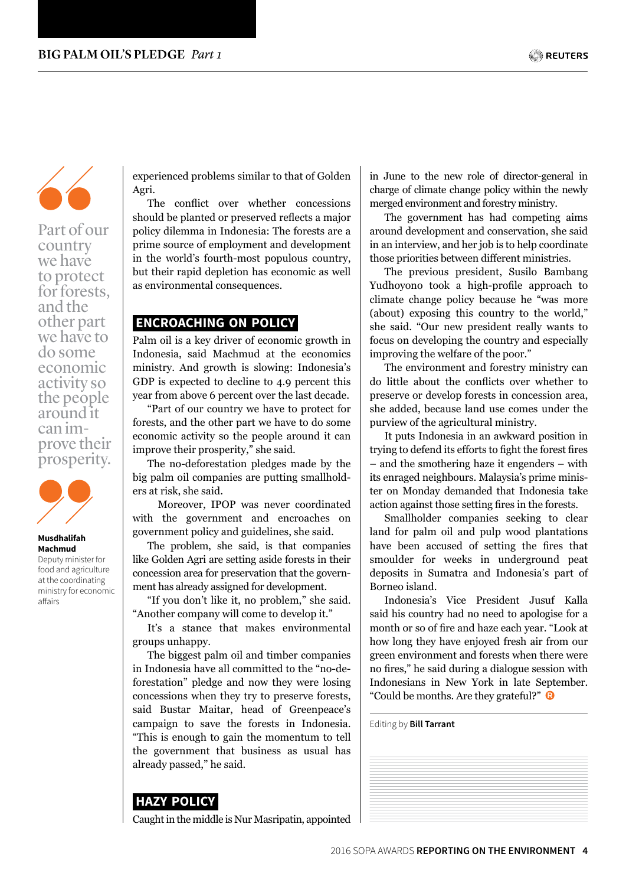> Part of our country we have to protect for forests, and the other part we have to do some economic activity so the people around it can improve their prosperity.

**Musdhalifah Machmud**
Deputy minister for food and agriculture at the coordinating ministry for economic affairs

experienced problems similar to that of Golden Agri.

The conflict over whether concessions should be planted or preserved reflects a major policy dilemma in Indonesia: The forests are a prime source of employment and development in the world's fourth-most populous country, but their rapid depletion has economic as well as environmental consequences.

## ENCROACHING ON POLICY

Palm oil is a key driver of economic growth in Indonesia, said Machmud at the economics ministry. And growth is slowing: Indonesia's GDP is expected to decline to 4.9 percent this year from above 6 percent over the last decade.

"Part of our country we have to protect for forests, and the other part we have to do some economic activity so the people around it can improve their prosperity," she said.

The no-deforestation pledges made by the big palm oil companies are putting smallholders at risk, she said.

Moreover, IPOP was never coordinated with the government and encroaches on government policy and guidelines, she said.

The problem, she said, is that companies like Golden Agri are setting aside forests in their concession area for preservation that the government has already assigned for development.

"If you don't like it, no problem," she said. "Another company will come to develop it."

It's a stance that makes environmental groups unhappy.

The biggest palm oil and timber companies in Indonesia have all committed to the "no-deforestation" pledge and now they were losing concessions when they try to preserve forests, said Bustar Maitar, head of Greenpeace's campaign to save the forests in Indonesia. "This is enough to gain the momentum to tell the government that business as usual has already passed," he said.

## HAZY POLICY

Caught in the middle is Nur Masripatin, appointed in June to the new role of director-general in charge of climate change policy within the newly merged environment and forestry ministry.

The government has had competing aims around development and conservation, she said in an interview, and her job is to help coordinate those priorities between different ministries.

The previous president, Susilo Bambang Yudhoyono took a high-profile approach to climate change policy because he "was more (about) exposing this country to the world," she said. "Our new president really wants to focus on developing the country and especially improving the welfare of the poor."

The environment and forestry ministry can do little about the conflicts over whether to preserve or develop forests in concession area, she added, because land use comes under the purview of the agricultural ministry.

It puts Indonesia in an awkward position in trying to defend its efforts to fight the forest fires – and the smothering haze it engenders – with its enraged neighbours. Malaysia's prime minister on Monday demanded that Indonesia take action against those setting fires in the forests.

Smallholder companies seeking to clear land for palm oil and pulp wood plantations have been accused of setting the fires that smoulder for weeks in underground peat deposits in Sumatra and Indonesia's part of Borneo island.

Indonesia's Vice President Jusuf Kalla said his country had no need to apologise for a month or so of fire and haze each year. "Look at how long they have enjoyed fresh air from our green environment and forests when there were no fires," he said during a dialogue session with Indonesians in New York in late September. "Could be months. Are they grateful?"

Editing by **Bill Tarrant**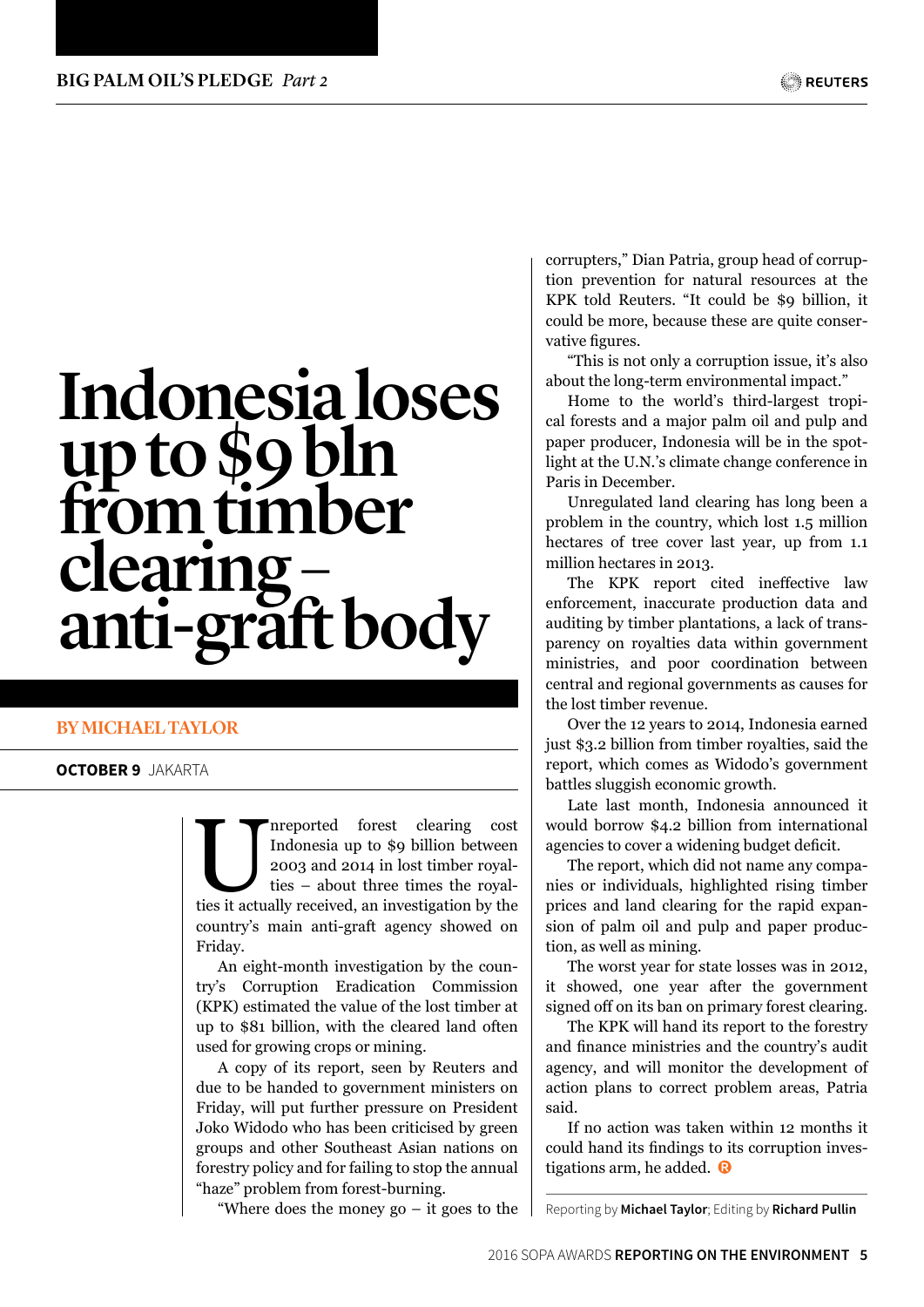# Indonesia loses up to $9 bln from timber clearing – anti-graft body

**BY MICHAEL TAYLOR**

**OCTOBER 9** JAKARTA

Unreported forest clearing cost Indonesia up to $9 billion between 2003 and 2014 in lost timber royalties – about three times the royalties it actually received, an investigation by the country's main anti-graft agency showed on Friday.

An eight-month investigation by the country's Corruption Eradication Commission (KPK) estimated the value of the lost timber at up to $81 billion, with the cleared land often used for growing crops or mining.

A copy of its report, seen by Reuters and due to be handed to government ministers on Friday, will put further pressure on President Joko Widodo who has been criticised by green groups and other Southeast Asian nations on forestry policy and for failing to stop the annual "haze" problem from forest-burning.

"Where does the money go – it goes to the corrupters," Dian Patria, group head of corruption prevention for natural resources at the KPK told Reuters. "It could be $9 billion, it could be more, because these are quite conservative figures.

"This is not only a corruption issue, it's also about the long-term environmental impact."

Home to the world's third-largest tropical forests and a major palm oil and pulp and paper producer, Indonesia will be in the spotlight at the U.N.'s climate change conference in Paris in December.

Unregulated land clearing has long been a problem in the country, which lost 1.5 million hectares of tree cover last year, up from 1.1 million hectares in 2013.

The KPK report cited ineffective law enforcement, inaccurate production data and auditing by timber plantations, a lack of transparency on royalties data within government ministries, and poor coordination between central and regional governments as causes for the lost timber revenue.

Over the 12 years to 2014, Indonesia earned just $3.2 billion from timber royalties, said the report, which comes as Widodo's government battles sluggish economic growth.

Late last month, Indonesia announced it would borrow $4.2 billion from international agencies to cover a widening budget deficit.

The report, which did not name any companies or individuals, highlighted rising timber prices and land clearing for the rapid expansion of palm oil and pulp and paper production, as well as mining.

The worst year for state losses was in 2012, it showed, one year after the government signed off on its ban on primary forest clearing.

The KPK will hand its report to the forestry and finance ministries and the country's audit agency, and will monitor the development of action plans to correct problem areas, Patria said.

If no action was taken within 12 months it could hand its findings to its corruption investigations arm, he added.

Reporting by **Michael Taylor**; Editing by **Richard Pullin**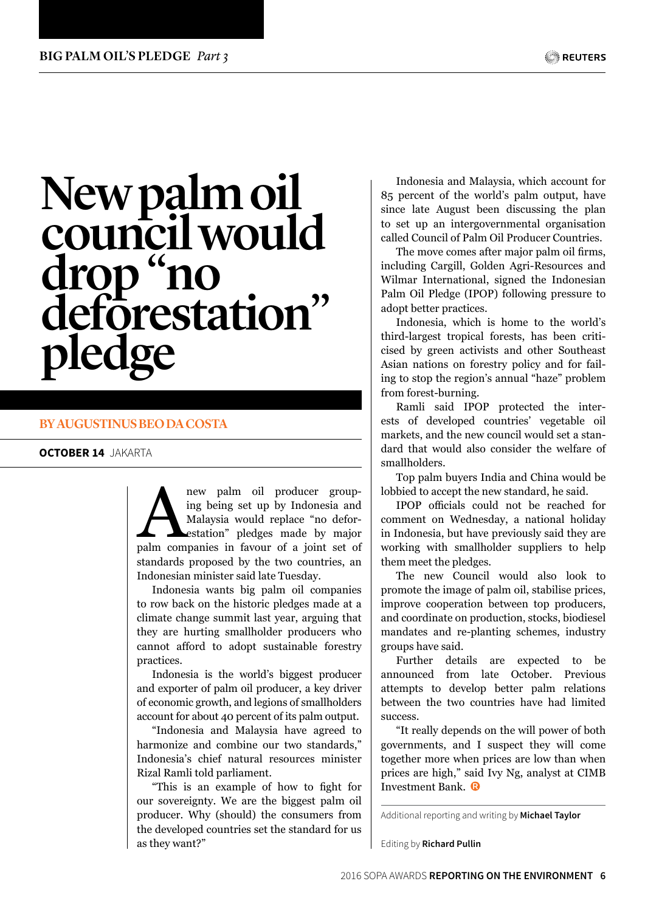# New palm oil council would drop "no deforestation" pledge

**BY AUGUSTINUS BEO DA COSTA**

**OCTOBER 14** JAKARTA

A new palm oil producer grouping being set up by Indonesia and Malaysia would replace "no deforestation" pledges made by major palm companies in favour of a joint set of standards proposed by the two countries, an Indonesian minister said late Tuesday.

Indonesia wants big palm oil companies to row back on the historic pledges made at a climate change summit last year, arguing that they are hurting smallholder producers who cannot afford to adopt sustainable forestry practices.

Indonesia is the world's biggest producer and exporter of palm oil producer, a key driver of economic growth, and legions of smallholders account for about 40 percent of its palm output.

"Indonesia and Malaysia have agreed to harmonize and combine our two standards," Indonesia's chief natural resources minister Rizal Ramli told parliament.

"This is an example of how to fight for our sovereignty. We are the biggest palm oil producer. Why (should) the consumers from the developed countries set the standard for us as they want?"

Indonesia and Malaysia, which account for 85 percent of the world's palm output, have since late August been discussing the plan to set up an intergovernmental organisation called Council of Palm Oil Producer Countries.

The move comes after major palm oil firms, including Cargill, Golden Agri-Resources and Wilmar International, signed the Indonesian Palm Oil Pledge (IPOP) following pressure to adopt better practices.

Indonesia, which is home to the world's third-largest tropical forests, has been criticised by green activists and other Southeast Asian nations on forestry policy and for failing to stop the region's annual "haze" problem from forest-burning.

Ramli said IPOP protected the interests of developed countries' vegetable oil markets, and the new council would set a standard that would also consider the welfare of smallholders.

Top palm buyers India and China would be lobbied to accept the new standard, he said.

IPOP officials could not be reached for comment on Wednesday, a national holiday in Indonesia, but have previously said they are working with smallholder suppliers to help them meet the pledges.

The new Council would also look to promote the image of palm oil, stabilise prices, improve cooperation between top producers, and coordinate on production, stocks, biodiesel mandates and re-planting schemes, industry groups have said.

Further details are expected to be announced from late October. Previous attempts to develop better palm relations between the two countries have had limited success.

"It really depends on the will power of both governments, and I suspect they will come together more when prices are low than when prices are high," said Ivy Ng, analyst at CIMB Investment Bank.

Additional reporting and writing by **Michael Taylor**

Editing by **Richard Pullin**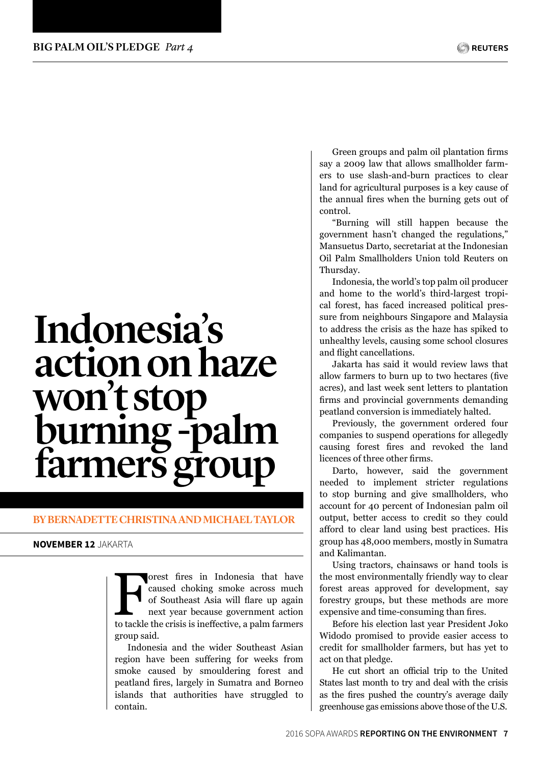# Indonesia's action on haze won't stop burning -palm farmers group

**BY BERNADETTE CHRISTINA AND MICHAEL TAYLOR**

**NOVEMBER 12** JAKARTA

Forest fires in Indonesia that have caused choking smoke across much of Southeast Asia will flare up again next year because government action to tackle the crisis is ineffective, a palm farmers group said.

Indonesia and the wider Southeast Asian region have been suffering for weeks from smoke caused by smouldering forest and peatland fires, largely in Sumatra and Borneo islands that authorities have struggled to contain.

Green groups and palm oil plantation firms say a 2009 law that allows smallholder farmers to use slash-and-burn practices to clear land for agricultural purposes is a key cause of the annual fires when the burning gets out of control.

"Burning will still happen because the government hasn't changed the regulations," Mansuetus Darto, secretariat at the Indonesian Oil Palm Smallholders Union told Reuters on Thursday.

Indonesia, the world's top palm oil producer and home to the world's third-largest tropical forest, has faced increased political pressure from neighbours Singapore and Malaysia to address the crisis as the haze has spiked to unhealthy levels, causing some school closures and flight cancellations.

Jakarta has said it would review laws that allow farmers to burn up to two hectares (five acres), and last week sent letters to plantation firms and provincial governments demanding peatland conversion is immediately halted.

Previously, the government ordered four companies to suspend operations for allegedly causing forest fires and revoked the land licences of three other firms.

Darto, however, said the government needed to implement stricter regulations to stop burning and give smallholders, who account for 40 percent of Indonesian palm oil output, better access to credit so they could afford to clear land using best practices. His group has 48,000 members, mostly in Sumatra and Kalimantan.

Using tractors, chainsaws or hand tools is the most environmentally friendly way to clear forest areas approved for development, say forestry groups, but these methods are more expensive and time-consuming than fires.

Before his election last year President Joko Widodo promised to provide easier access to credit for smallholder farmers, but has yet to act on that pledge.

He cut short an official trip to the United States last month to try and deal with the crisis as the fires pushed the country's average daily greenhouse gas emissions above those of the U.S.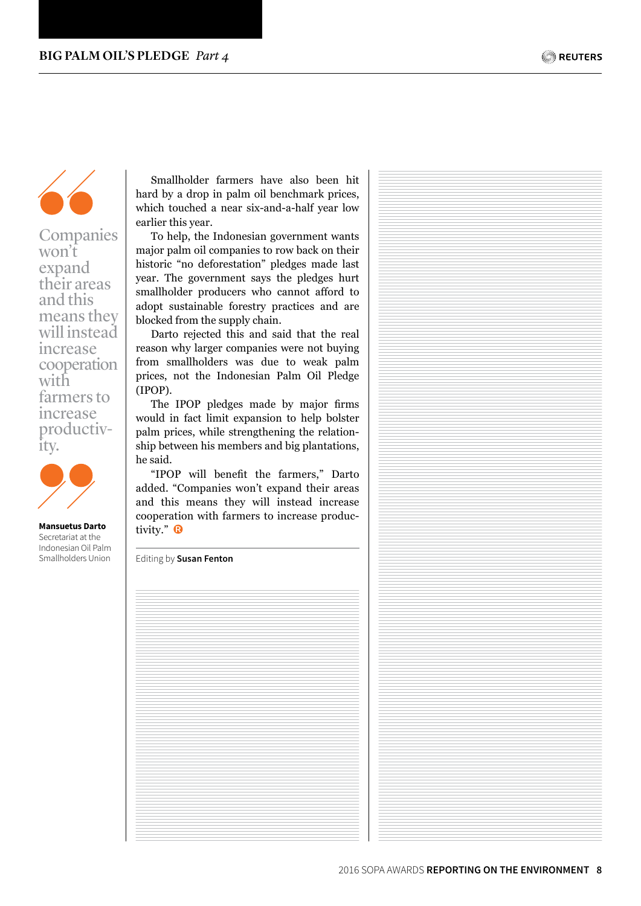> Companies won't expand their areas and this means they will instead increase cooperation with farmers to increase productivity.

**Mansuetus Darto**
Secretariat at the Indonesian Oil Palm Smallholders Union

Smallholder farmers have also been hit hard by a drop in palm oil benchmark prices, which touched a near six-and-a-half year low earlier this year.

To help, the Indonesian government wants major palm oil companies to row back on their historic "no deforestation" pledges made last year. The government says the pledges hurt smallholder producers who cannot afford to adopt sustainable forestry practices and are blocked from the supply chain.

Darto rejected this and said that the real reason why larger companies were not buying from smallholders was due to weak palm prices, not the Indonesian Palm Oil Pledge (IPOP).

The IPOP pledges made by major firms would in fact limit expansion to help bolster palm prices, while strengthening the relationship between his members and big plantations, he said.

"IPOP will benefit the farmers," Darto added. "Companies won't expand their areas and this means they will instead increase cooperation with farmers to increase productivity."

Editing by **Susan Fenton**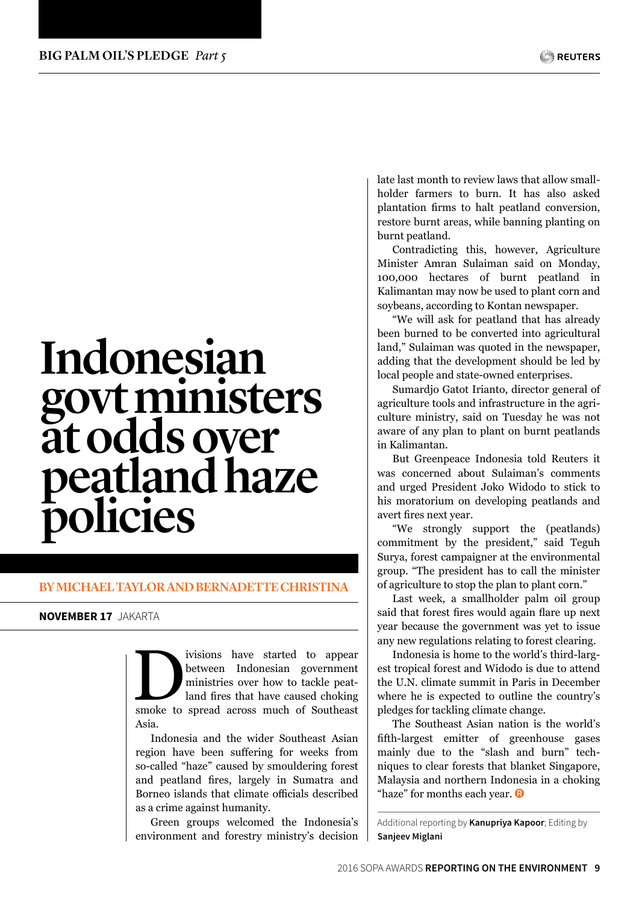# Indonesian govt ministers at odds over peatland haze policies

**BY MICHAEL TAYLOR AND BERNADETTE CHRISTINA**

**NOVEMBER 17** JAKARTA

Divisions have started to appear between Indonesian government ministries over how to tackle peatland fires that have caused choking smoke to spread across much of Southeast Asia.

Indonesia and the wider Southeast Asian region have been suffering for weeks from so-called "haze" caused by smouldering forest and peatland fires, largely in Sumatra and Borneo islands that climate officials described as a crime against humanity.

Green groups welcomed the Indonesia's environment and forestry ministry's decision late last month to review laws that allow smallholder farmers to burn. It has also asked plantation firms to halt peatland conversion, restore burnt areas, while banning planting on burnt peatland.

Contradicting this, however, Agriculture Minister Amran Sulaiman said on Monday, 100,000 hectares of burnt peatland in Kalimantan may now be used to plant corn and soybeans, according to Kontan newspaper.

"We will ask for peatland that has already been burned to be converted into agricultural land," Sulaiman was quoted in the newspaper, adding that the development should be led by local people and state-owned enterprises.

Sumardjo Gatot Irianto, director general of agriculture tools and infrastructure in the agriculture ministry, said on Tuesday he was not aware of any plan to plant on burnt peatlands in Kalimantan.

But Greenpeace Indonesia told Reuters it was concerned about Sulaiman's comments and urged President Joko Widodo to stick to his moratorium on developing peatlands and avert fires next year.

"We strongly support the (peatlands) commitment by the president," said Teguh Surya, forest campaigner at the environmental group. "The president has to call the minister of agriculture to stop the plan to plant corn."

Last week, a smallholder palm oil group said that forest fires would again flare up next year because the government was yet to issue any new regulations relating to forest clearing.

Indonesia is home to the world's third-largest tropical forest and Widodo is due to attend the U.N. climate summit in Paris in December where he is expected to outline the country's pledges for tackling climate change.

The Southeast Asian nation is the world's fifth-largest emitter of greenhouse gases mainly due to the "slash and burn" techniques to clear forests that blanket Singapore, Malaysia and northern Indonesia in a choking "haze" for months each year.

Additional reporting by **Kanupriya Kapoor**; Editing by **Sanjeev Miglani**